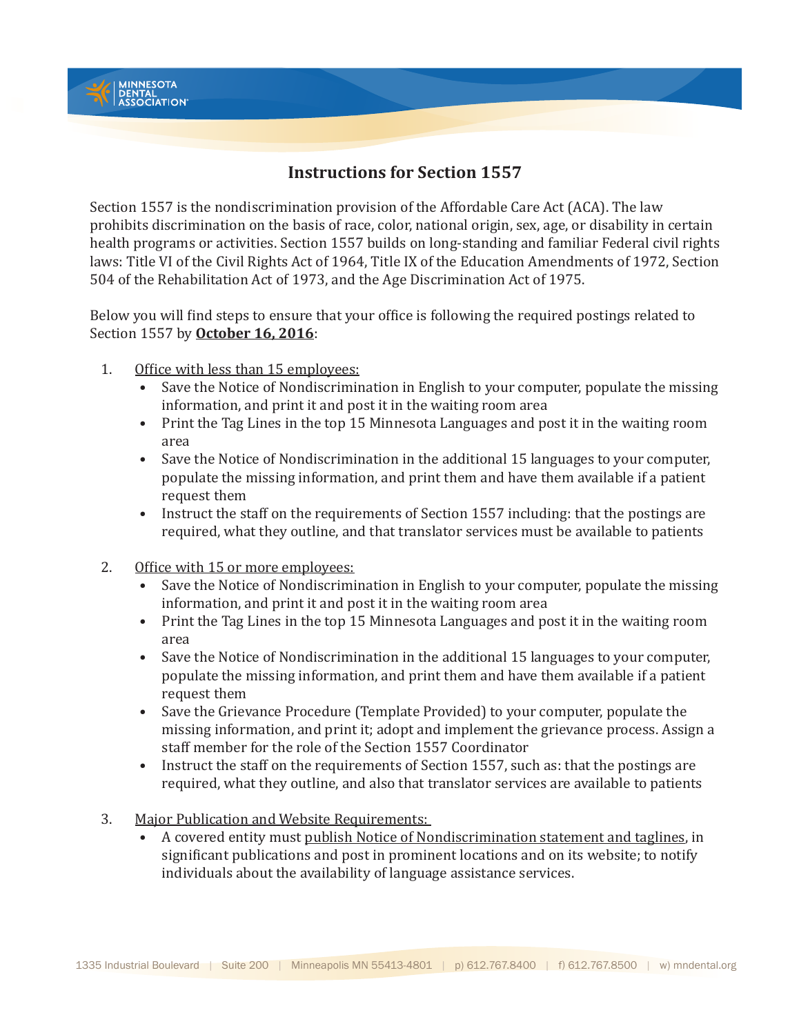# Instructions for Section 1557

Section 1557 is the nondiscrimination provision of the Affordable Care Act (ACA). The law prohibits discrimination on the basis of race, color, national origin, sex, age, or disability in certain health programs or activities. Section 1557 builds on long-standing and familiar Federal civil rights laws: Title VI of the Civil Rights Act of 1964, Title IX of the Education Amendments of 1972, Section 504 of the Rehabilitation Act of 1973, and the Age Discrimination Act of 1975.

Below you will find steps to ensure that your office is following the required postings related to Section 1557 by **October 16, 2016**:

1. Office with less than 15 employees:
   - Save the Notice of Nondiscrimination in English to your computer, populate the missing information, and print it and post it in the waiting room area
   - Print the Tag Lines in the top 15 Minnesota Languages and post it in the waiting room area
   - Save the Notice of Nondiscrimination in the additional 15 languages to your computer, populate the missing information, and print them and have them available if a patient request them
   - Instruct the staff on the requirements of Section 1557 including: that the postings are required, what they outline, and that translator services must be available to patients

2. Office with 15 or more employees:
   - Save the Notice of Nondiscrimination in English to your computer, populate the missing information, and print it and post it in the waiting room area
   - Print the Tag Lines in the top 15 Minnesota Languages and post it in the waiting room area
   - Save the Notice of Nondiscrimination in the additional 15 languages to your computer, populate the missing information, and print them and have them available if a patient request them
   - Save the Grievance Procedure (Template Provided) to your computer, populate the missing information, and print it; adopt and implement the grievance process. Assign a staff member for the role of the Section 1557 Coordinator
   - Instruct the staff on the requirements of Section 1557, such as: that the postings are required, what they outline, and also that translator services are available to patients

3. Major Publication and Website Requirements:
   - A covered entity must publish Notice of Nondiscrimination statement and taglines, in significant publications and post in prominent locations and on its website; to notify individuals about the availability of language assistance services.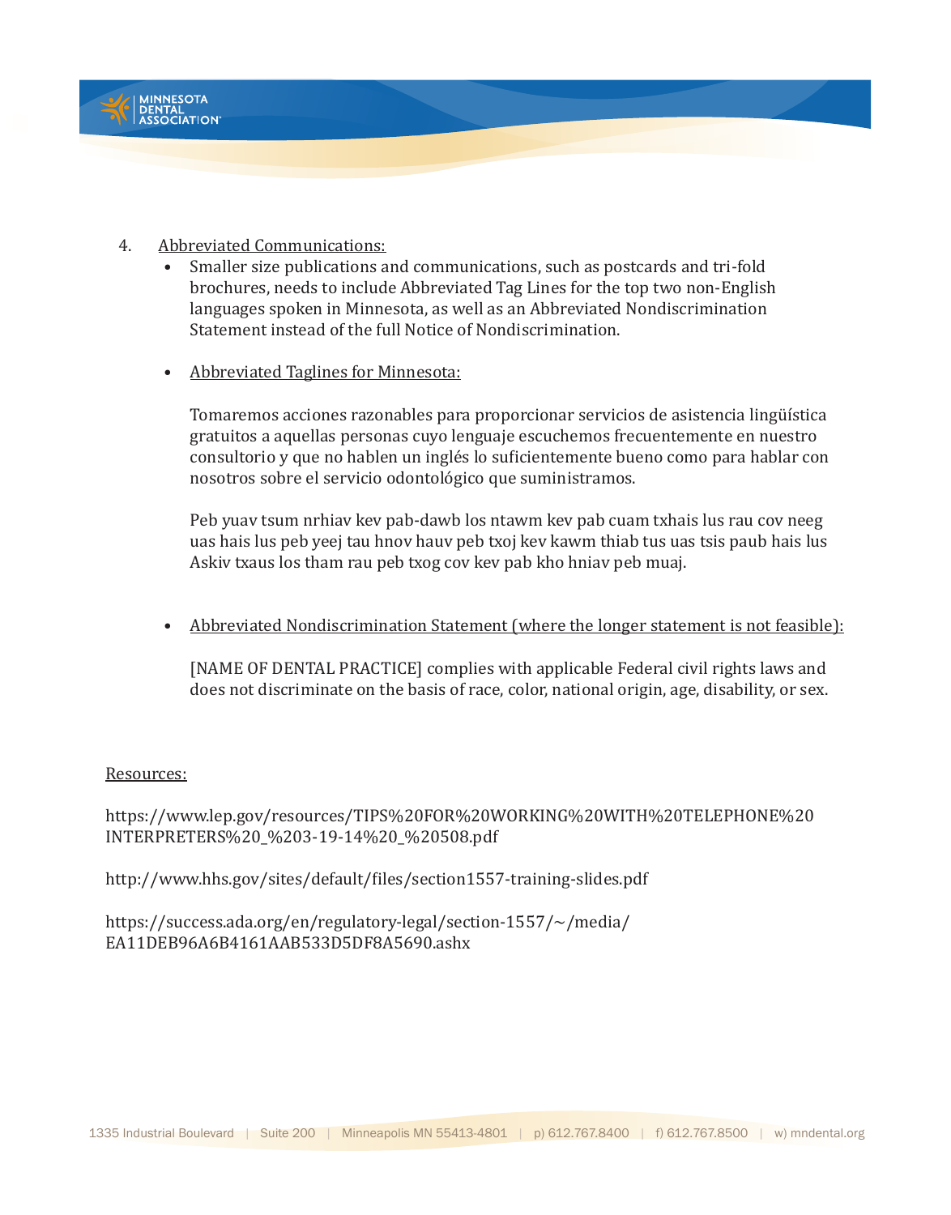4. Abbreviated Communications:
   - Smaller size publications and communications, such as postcards and tri-fold brochures, needs to include Abbreviated Tag Lines for the top two non-English languages spoken in Minnesota, as well as an Abbreviated Nondiscrimination Statement instead of the full Notice of Nondiscrimination.

   - Abbreviated Taglines for Minnesota:

     Tomaremos acciones razonables para proporcionar servicios de asistencia lingüística gratuitos a aquellas personas cuyo lenguaje escuchemos frecuentemente en nuestro consultorio y que no hablen un inglés lo suficientemente bueno como para hablar con nosotros sobre el servicio odontológico que suministramos.

     Peb yuav tsum nrhiav kev pab-dawb los ntawm kev pab cuam txhais lus rau cov neeg uas hais lus peb yeej tau hnov hauv peb txoj kev kawm thiab tus uas tsis paub hais lus Askiv txaus los tham rau peb txog cov kev pab kho hniav peb muaj.

   - Abbreviated Nondiscrimination Statement (where the longer statement is not feasible):

     [NAME OF DENTAL PRACTICE] complies with applicable Federal civil rights laws and does not discriminate on the basis of race, color, national origin, age, disability, or sex.

Resources:

https://www.lep.gov/resources/TIPS%20FOR%20WORKING%20WITH%20TELEPHONE%20INTERPRETERS%20_%203-19-14%20_%20508.pdf

http://www.hhs.gov/sites/default/files/section1557-training-slides.pdf

https://success.ada.org/en/regulatory-legal/section-1557/~/media/EA11DEB96A6B4161AAB533D5DF8A5690.ashx